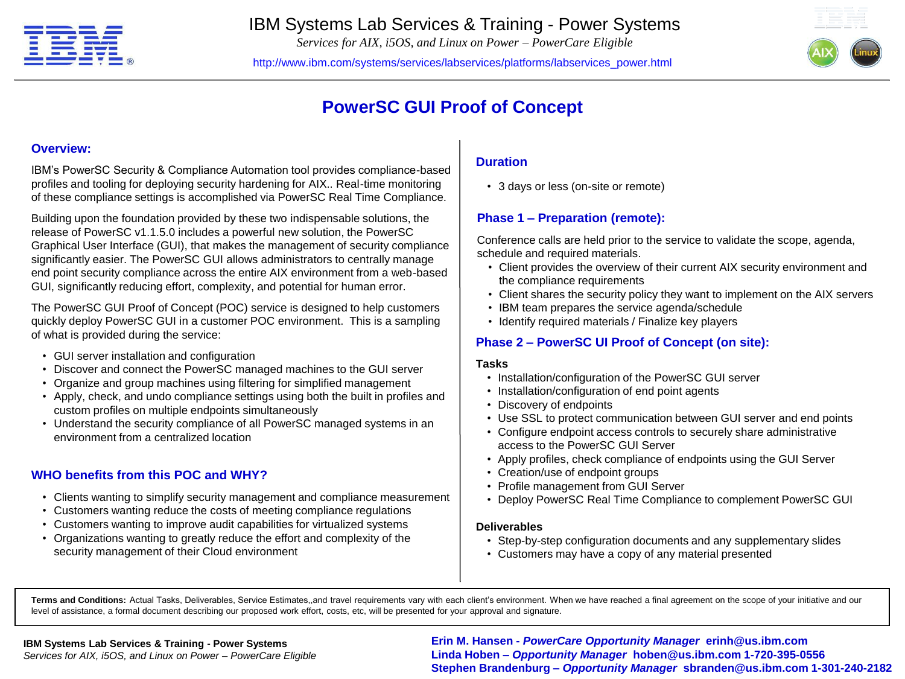# IBM Systems Lab Services & Training - Power Systems

*Services for AIX, i5OS, and Linux on Power – PowerCare Eligible*

http://www.ibm.com/systems/services/labservices/platforms/labservices_power.html

## PowerSC GUI Proof of Concept

### Overview:

IBM's PowerSC Security & Compliance Automation tool provides compliance-based profiles and tooling for deploying security hardening for AIX.. Real-time monitoring of these compliance settings is accomplished via PowerSC Real Time Compliance.

Building upon the foundation provided by these two indispensable solutions, the release of PowerSC v1.1.5.0 includes a powerful new solution, the PowerSC Graphical User Interface (GUI), that makes the management of security compliance significantly easier. The PowerSC GUI allows administrators to centrally manage end point security compliance across the entire AIX environment from a web-based GUI, significantly reducing effort, complexity, and potential for human error.

The PowerSC GUI Proof of Concept (POC) service is designed to help customers quickly deploy PowerSC GUI in a customer POC environment. This is a sampling of what is provided during the service:

- GUI server installation and configuration
- Discover and connect the PowerSC managed machines to the GUI server
- Organize and group machines using filtering for simplified management
- Apply, check, and undo compliance settings using both the built in profiles and custom profiles on multiple endpoints simultaneously
- Understand the security compliance of all PowerSC managed systems in an environment from a centralized location

### WHO benefits from this POC and WHY?

- Clients wanting to simplify security management and compliance measurement
- Customers wanting reduce the costs of meeting compliance regulations
- Customers wanting to improve audit capabilities for virtualized systems
- Organizations wanting to greatly reduce the effort and complexity of the security management of their Cloud environment

### Duration

- 3 days or less (on-site or remote)

### Phase 1 – Preparation (remote):

Conference calls are held prior to the service to validate the scope, agenda, schedule and required materials.

- Client provides the overview of their current AIX security environment and the compliance requirements
- Client shares the security policy they want to implement on the AIX servers
- IBM team prepares the service agenda/schedule
- Identify required materials / Finalize key players

### Phase 2 – PowerSC UI Proof of Concept (on site):

**Tasks**

- Installation/configuration of the PowerSC GUI server
- Installation/configuration of end point agents
- Discovery of endpoints
- Use SSL to protect communication between GUI server and end points
- Configure endpoint access controls to securely share administrative access to the PowerSC GUI Server
- Apply profiles, check compliance of endpoints using the GUI Server
- Creation/use of endpoint groups
- Profile management from GUI Server
- Deploy PowerSC Real Time Compliance to complement PowerSC GUI

**Deliverables**

- Step-by-step configuration documents and any supplementary slides
- Customers may have a copy of any material presented

**Terms and Conditions:** Actual Tasks, Deliverables, Service Estimates,,and travel requirements vary with each client's environment. When we have reached a final agreement on the scope of your initiative and our level of assistance, a formal document describing our proposed work effort, costs, etc, will be presented for your approval and signature.

**IBM Systems Lab Services & Training - Power Systems**
*Services for AIX, i5OS, and Linux on Power – PowerCare Eligible*

**Erin M. Hansen - *PowerCare Opportunity Manager* erinh@us.ibm.com**
**Linda Hoben – *Opportunity Manager* hoben@us.ibm.com 1-720-395-0556**
**Stephen Brandenburg – *Opportunity Manager* sbranden@us.ibm.com 1-301-240-2182**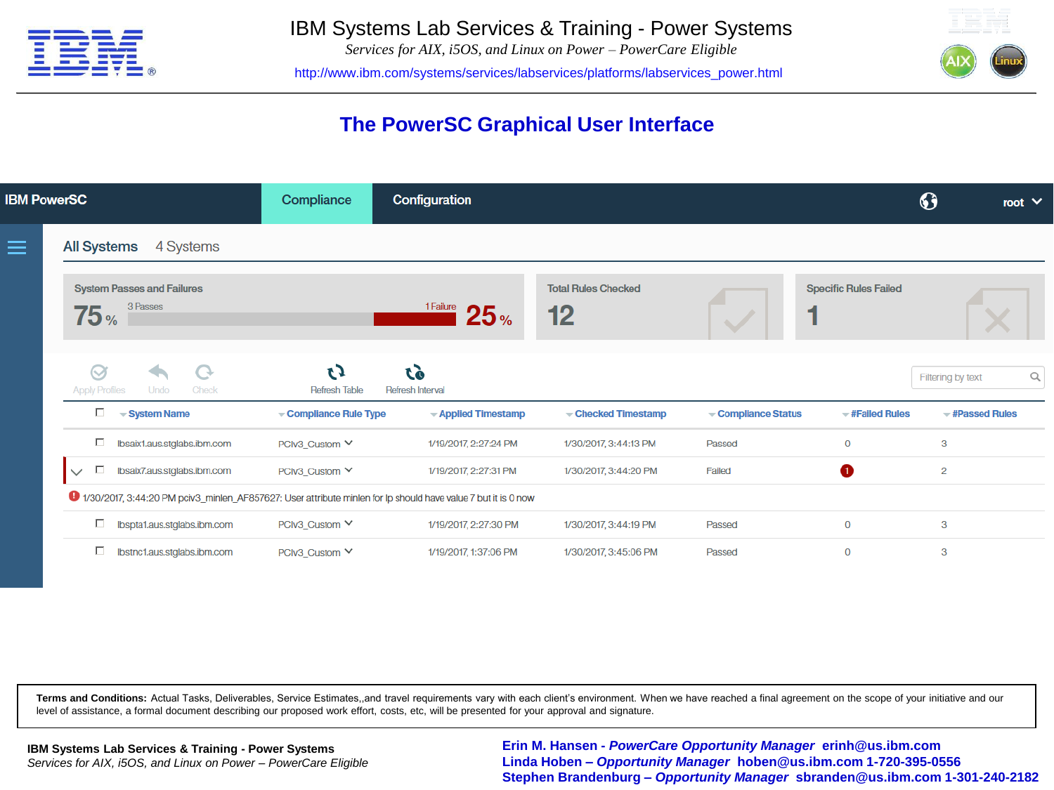IBM Systems Lab Services & Training - Power Systems

*Services for AIX, i5OS, and Linux on Power – PowerCare Eligible*

http://www.ibm.com/systems/services/labservices/platforms/labservices_power.html

# The PowerSC Graphical User Interface

IBM PowerSC | Compliance | Configuration | root

All Systems 4 Systems

System Passes and Failures

75 % 3 Passes 1 Failure 25 %

Total Rules Checked

12

Specific Rules Failed

1

Apply Profiles | Undo | Check | Refresh Table | Refresh Interval | Filtering by text

| System Name | Compliance Rule Type | Applied Timestamp | Checked Timestamp | Compliance Status | #Failed Rules | #Passed Rules |
|---|---|---|---|---|---|---|
| lbsaix1.aus.stglabs.ibm.com | PCIv3_Custom | 1/19/2017, 2:27:24 PM | 1/30/2017, 3:44:13 PM | Passed | 0 | 3 |
| lbsaix7.aus.stglabs.ibm.com | PCIv3_Custom | 1/19/2017, 2:27:31 PM | 1/30/2017, 3:44:20 PM | Failed | 1 | 2 |
| 1/30/2017, 3:44:20 PM pciv3_minlen_AF857627: User attribute minlen for lp should have value 7 but it is 0 now | | | | | | |
| lbspta1.aus.stglabs.ibm.com | PCIv3_Custom | 1/19/2017, 2:27:30 PM | 1/30/2017, 3:44:19 PM | Passed | 0 | 3 |
| lbstnc1.aus.stglabs.ibm.com | PCIv3_Custom | 1/19/2017, 1:37:06 PM | 1/30/2017, 3:45:06 PM | Passed | 0 | 3 |

**Terms and Conditions:** Actual Tasks, Deliverables, Service Estimates,,and travel requirements vary with each client's environment. When we have reached a final agreement on the scope of your initiative and our level of assistance, a formal document describing our proposed work effort, costs, etc, will be presented for your approval and signature.

**IBM Systems Lab Services & Training - Power Systems**
*Services for AIX, i5OS, and Linux on Power – PowerCare Eligible*

**Erin M. Hansen - *PowerCare Opportunity Manager* erinh@us.ibm.com**
**Linda Hoben – *Opportunity Manager* hoben@us.ibm.com 1-720-395-0556**
**Stephen Brandenburg – *Opportunity Manager* sbranden@us.ibm.com 1-301-240-2182**